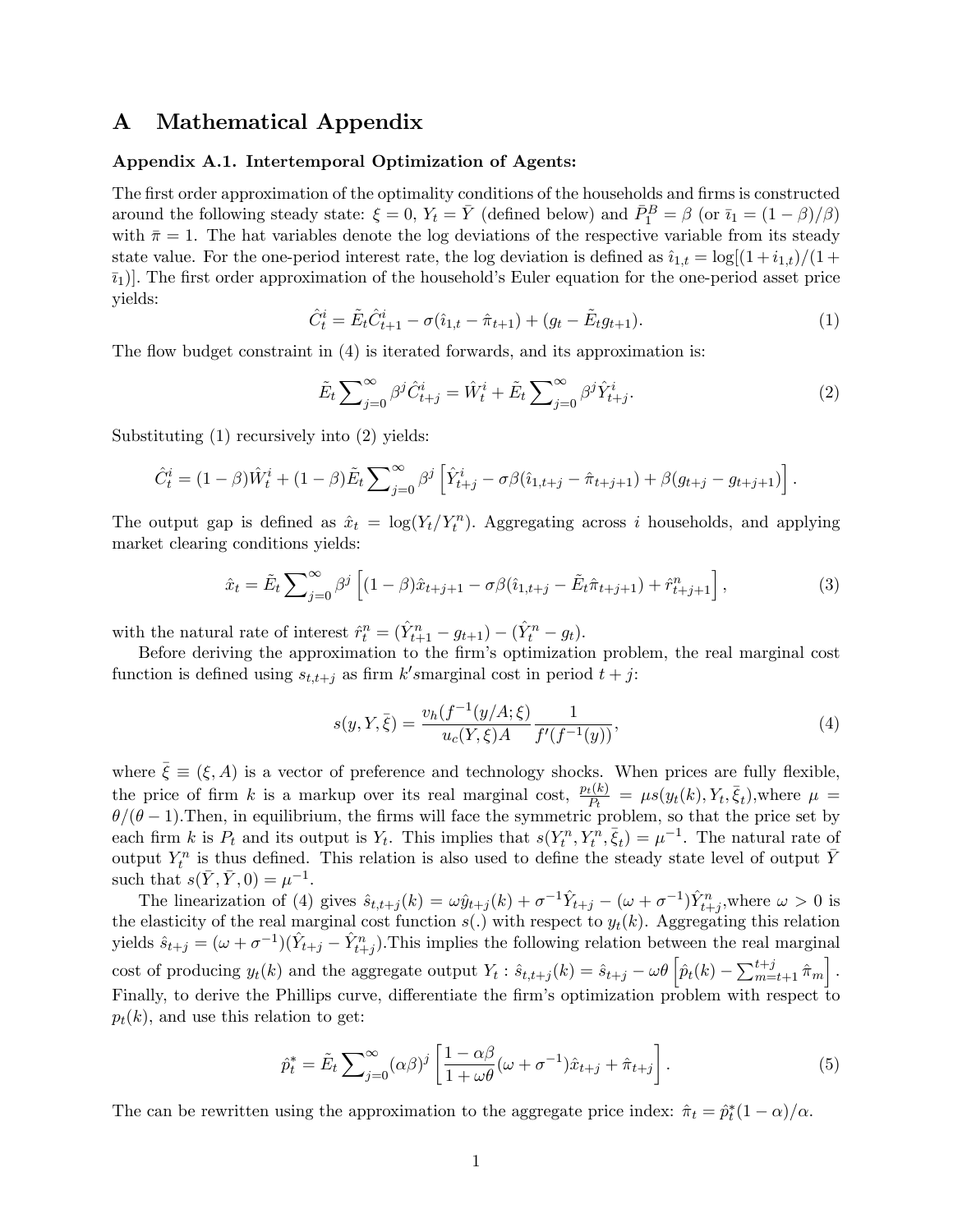# A Mathematical Appendix

**Appendix A.1. Intertemporal Optimization of Agents:**

The first order approximation of the optimality conditions of the households and firms is constructed around the following steady state: $\xi = 0$, $Y_t = \bar{Y}$ (defined below) and $\bar{P}_1^B = \beta$ (or $\bar{\imath}_1 = (1-\beta)/\beta$) with $\bar{\pi} = 1$. The hat variables denote the log deviations of the respective variable from its steady state value. For the one-period interest rate, the log deviation is defined as $\hat{\imath}_{1,t} = \log[(1+i_{1,t})/(1+\bar{\imath}_1)]$. The first order approximation of the household's Euler equation for the one-period asset price yields:

$$\hat{C}_t^i = \tilde{E}_t \hat{C}_{t+1}^i - \sigma(\hat{\imath}_{1,t} - \hat{\pi}_{t+1}) + (g_t - \tilde{E}_t g_{t+1}). \tag{1}$$

The flow budget constraint in (4) is iterated forwards, and its approximation is:

$$\tilde{E}_t \sum_{j=0}^{\infty} \beta^j \hat{C}_{t+j}^i = \hat{W}_t^i + \tilde{E}_t \sum_{j=0}^{\infty} \beta^j \hat{Y}_{t+j}^i. \tag{2}$$

Substituting (1) recursively into (2) yields:

$$\hat{C}_t^i = (1-\beta)\hat{W}_t^i + (1-\beta)\tilde{E}_t \sum_{j=0}^{\infty} \beta^j \left[ \hat{Y}_{t+j}^i - \sigma\beta(\hat{\imath}_{1,t+j} - \hat{\pi}_{t+j+1}) + \beta(g_{t+j} - g_{t+j+1}) \right].$$

The output gap is defined as $\hat{x}_t = \log(Y_t/Y_t^n)$. Aggregating across $i$ households, and applying market clearing conditions yields:

$$\hat{x}_t = \tilde{E}_t \sum_{j=0}^{\infty} \beta^j \left[ (1-\beta)\hat{x}_{t+j+1} - \sigma\beta(\hat{\imath}_{1,t+j} - \tilde{E}_t \hat{\pi}_{t+j+1}) + \hat{r}_{t+j+1}^n \right], \tag{3}$$

with the natural rate of interest $\hat{r}_t^n = (\hat{Y}_{t+1}^n - g_{t+1}) - (\hat{Y}_t^n - g_t)$.

Before deriving the approximation to the firm's optimization problem, the real marginal cost function is defined using $s_{t,t+j}$ as firm $k'$smarginal cost in period $t+j$:

$$s(y, Y, \bar{\xi}) = \frac{v_h(f^{-1}(y/A;\xi)}{u_c(Y,\xi)A} \frac{1}{f'(f^{-1}(y))}, \tag{4}$$

where $\bar{\xi} \equiv (\xi, A)$ is a vector of preference and technology shocks. When prices are fully flexible, the price of firm $k$ is a markup over its real marginal cost, $\frac{p_t(k)}{P_t} = \mu s(y_t(k), Y_t, \bar{\xi}_t)$,where $\mu = \theta/(\theta-1)$.Then, in equilibrium, the firms will face the symmetric problem, so that the price set by each firm $k$ is $P_t$ and its output is $Y_t$. This implies that $s(Y_t^n, Y_t^n, \bar{\xi}_t) = \mu^{-1}$. The natural rate of output $Y_t^n$ is thus defined. This relation is also used to define the steady state level of output $\bar{Y}$ such that $s(\bar{Y}, \bar{Y}, 0) = \mu^{-1}$.

The linearization of (4) gives $\hat{s}_{t,t+j}(k) = \omega\hat{y}_{t+j}(k) + \sigma^{-1}\hat{Y}_{t+j} - (\omega + \sigma^{-1})\hat{Y}_{t+j}^n$,where $\omega > 0$ is the elasticity of the real marginal cost function $s(.)$ with respect to $y_t(k)$. Aggregating this relation yields $\hat{s}_{t+j} = (\omega+\sigma^{-1})(\hat{Y}_{t+j} - \hat{Y}_{t+j}^n)$.This implies the following relation between the real marginal cost of producing $y_t(k)$ and the aggregate output $Y_t$ : $\hat{s}_{t,t+j}(k) = \hat{s}_{t+j} - \omega\theta \left[ \hat{p}_t(k) - \sum_{m=t+1}^{t+j} \hat{\pi}_m \right]$. Finally, to derive the Phillips curve, differentiate the firm's optimization problem with respect to $p_t(k)$, and use this relation to get:

$$\hat{p}_t^* = \tilde{E}_t \sum_{j=0}^{\infty} (\alpha\beta)^j \left[ \frac{1-\alpha\beta}{1+\omega\theta}(\omega + \sigma^{-1})\hat{x}_{t+j} + \hat{\pi}_{t+j} \right]. \tag{5}$$

The can be rewritten using the approximation to the aggregate price index: $\hat{\pi}_t = \hat{p}_t^*(1-\alpha)/\alpha$.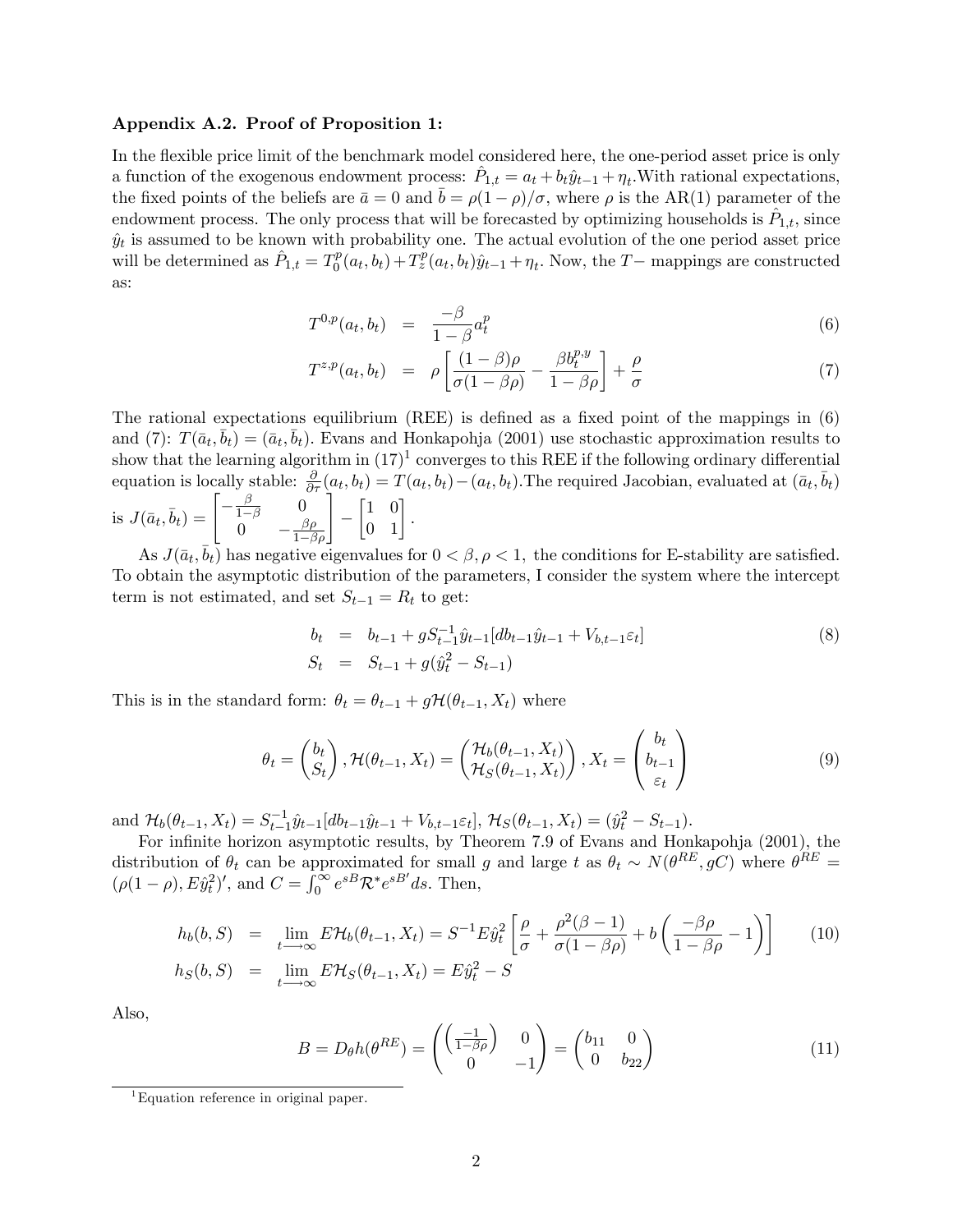**Appendix A.2. Proof of Proposition 1:**

In the flexible price limit of the benchmark model considered here, the one-period asset price is only a function of the exogenous endowment process: $\hat{P}_{1,t} = a_t + b_t\hat{y}_{t-1} + \eta_t$. With rational expectations, the fixed points of the beliefs are $\bar{a} = 0$ and $\bar{b} = \rho(1-\rho)/\sigma$, where $\rho$ is the AR(1) parameter of the endowment process. The only process that will be forecasted by optimizing households is $\hat{P}_{1,t}$, since $\hat{y}_t$ is assumed to be known with probability one. The actual evolution of the one period asset price will be determined as $\hat{P}_{1,t} = T_0^p(a_t, b_t) + T_z^p(a_t, b_t)\hat{y}_{t-1} + \eta_t$. Now, the $T-$ mappings are constructed as:

$$
\begin{aligned}
T^{0,p}(a_t, b_t) &= \frac{-\beta}{1-\beta}a_t^p & (6)\\
T^{z,p}(a_t, b_t) &= \rho\left[\frac{(1-\beta)\rho}{\sigma(1-\beta\rho)} - \frac{\beta b_t^{p,y}}{1-\beta\rho}\right] + \frac{\rho}{\sigma} & (7)
\end{aligned}
$$

The rational expectations equilibrium (REE) is defined as a fixed point of the mappings in (6) and (7): $T(\bar{a}_t, \bar{b}_t) = (\bar{a}_t, \bar{b}_t)$. Evans and Honkapohja (2001) use stochastic approximation results to show that the learning algorithm in (17)[1] converges to this REE if the following ordinary differential equation is locally stable: $\frac{\partial}{\partial \tau}(a_t, b_t) = T(a_t, b_t) - (a_t, b_t)$. The required Jacobian, evaluated at $(\bar{a}_t, \bar{b}_t)$ is $J(\bar{a}_t, \bar{b}_t) = \begin{bmatrix} -\frac{\beta}{1-\beta} & 0 \\ 0 & -\frac{\beta\rho}{1-\beta\rho} \end{bmatrix} - \begin{bmatrix} 1 & 0 \\ 0 & 1 \end{bmatrix}$.

As $J(\bar{a}_t, \bar{b}_t)$ has negative eigenvalues for $0 < \beta, \rho < 1$, the conditions for E-stability are satisfied. To obtain the asymptotic distribution of the parameters, I consider the system where the intercept term is not estimated, and set $S_{t-1} = R_t$ to get:

$$
\begin{aligned}
b_t &= b_{t-1} + gS_{t-1}^{-1}\hat{y}_{t-1}[db_{t-1}\hat{y}_{t-1} + V_{b,t-1}\varepsilon_t] \\
S_t &= S_{t-1} + g(\hat{y}_t^2 - S_{t-1})
\end{aligned} \tag{8}
$$

This is in the standard form: $\theta_t = \theta_{t-1} + g\mathcal{H}(\theta_{t-1}, X_t)$ where

$$
\theta_t = \begin{pmatrix} b_t \\ S_t \end{pmatrix}, \mathcal{H}(\theta_{t-1}, X_t) = \begin{pmatrix} \mathcal{H}_b(\theta_{t-1}, X_t) \\ \mathcal{H}_S(\theta_{t-1}, X_t) \end{pmatrix}, X_t = \begin{pmatrix} b_t \\ b_{t-1} \\ \varepsilon_t \end{pmatrix} \tag{9}
$$

and $\mathcal{H}_b(\theta_{t-1}, X_t) = S_{t-1}^{-1}\hat{y}_{t-1}[db_{t-1}\hat{y}_{t-1} + V_{b,t-1}\varepsilon_t]$, $\mathcal{H}_S(\theta_{t-1}, X_t) = (\hat{y}_t^2 - S_{t-1})$.

For infinite horizon asymptotic results, by Theorem 7.9 of Evans and Honkapohja (2001), the distribution of $\theta_t$ can be approximated for small $g$ and large $t$ as $\theta_t \sim N(\theta^{RE}, gC)$ where $\theta^{RE} = (\rho(1-\rho), E\hat{y}_t^2)'$, and $C = \int_0^\infty e^{sB}\mathcal{R}^* e^{sB'}ds$. Then,

$$
\begin{aligned}
h_b(b, S) &= \lim_{t\longrightarrow\infty} E\mathcal{H}_b(\theta_{t-1}, X_t) = S^{-1}E\hat{y}_t^2\left[\frac{\rho}{\sigma} + \frac{\rho^2(\beta-1)}{\sigma(1-\beta\rho)} + b\left(\frac{-\beta\rho}{1-\beta\rho} - 1\right)\right] \\
h_S(b, S) &= \lim_{t\longrightarrow\infty} E\mathcal{H}_S(\theta_{t-1}, X_t) = E\hat{y}_t^2 - S
\end{aligned} \tag{10}
$$

Also,

$$
B = D_\theta h(\theta^{RE}) = \begin{pmatrix} \left(\frac{-1}{1-\beta\rho}\right) & 0 \\ 0 & -1 \end{pmatrix} = \begin{pmatrix} b_{11} & 0 \\ 0 & b_{22} \end{pmatrix} \tag{11}
$$

[1] Equation reference in original paper.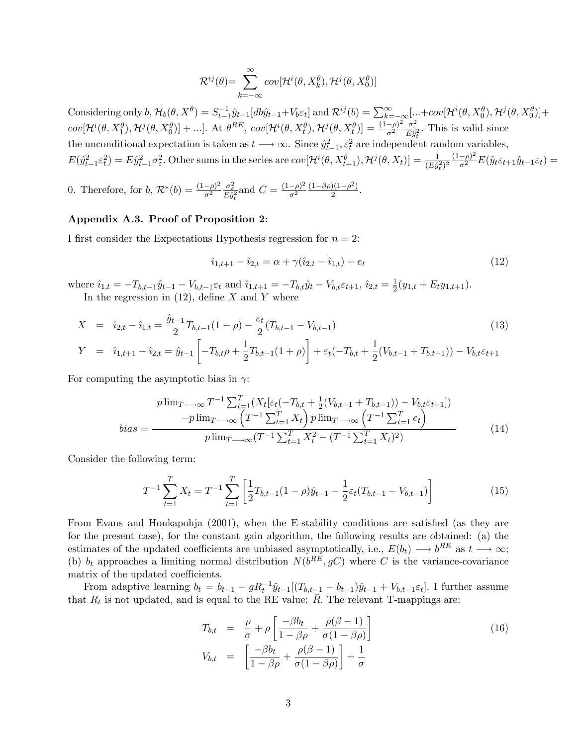$$\mathcal{R}^{ij}(\theta) = \sum_{k=-\infty}^{\infty} cov[\mathcal{H}^i(\theta, X_k^\theta), \mathcal{H}^j(\theta, X_0^\theta)]$$

Considering only $b$, $\mathcal{H}_b(\theta, X^\theta) = S_{t-1}^{-1}\hat{y}_{t-1}[db\hat{y}_{t-1} + V_b\varepsilon_t]$ and $\mathcal{R}^{ij}(b) = \sum_{k=-\infty}^{\infty}[...+cov[\mathcal{H}^i(\theta, X_0^\theta), \mathcal{H}^j(\theta, X_0^\theta)] + cov[\mathcal{H}^i(\theta, X_1^\theta), \mathcal{H}^j(\theta, X_0^\theta)] + ...]$. At $\theta^{RE}$, $cov[\mathcal{H}^i(\theta, X_t^\theta), \mathcal{H}^j(\theta, X_t^\theta)] = \frac{(1-\rho)^2}{\sigma^2}\frac{\sigma_\varepsilon^2}{E\hat{y}_t^2}$. This is valid since the unconditional expectation is taken as $t \longrightarrow \infty$. Since $\hat{y}_{t-1}^2, \varepsilon_t^2$ are independent random variables, $E(\hat{y}_{t-1}^2\varepsilon_t^2) = E\hat{y}_{t-1}^2\sigma_\varepsilon^2$. Other sums in the series are $cov[\mathcal{H}^i(\theta, X_{t+1}^\theta), \mathcal{H}^j(\theta, X_t)] = \frac{1}{(E\hat{y}_t^2)^2}\frac{(1-\rho)^2}{\sigma^2}E(\hat{y}_t\varepsilon_{t+1}\hat{y}_{t-1}\varepsilon_t) = 0$. Therefore, for $b$, $\mathcal{R}^*(b) = \frac{(1-\rho)^2}{\sigma^2}\frac{\sigma_\varepsilon^2}{E\hat{y}_t^2}$ and $C = \frac{(1-\rho)^2}{\sigma^2}\frac{(1-\beta\rho)(1-\rho^2)}{2}$.

### Appendix A.3. Proof of Proposition 2:

I first consider the Expectations Hypothesis regression for $n = 2$:

$$\hat{\imath}_{1,t+1} - \hat{\imath}_{2,t} = \alpha + \gamma(\hat{\imath}_{2,t} - \hat{\imath}_{1,t}) + e_t \tag{12}$$

where $\hat{\imath}_{1,t} = -T_{b,t-1}\hat{y}_{t-1} - V_{b,t-1}\varepsilon_t$ and $\hat{\imath}_{1,t+1} = -T_{b,t}\hat{y}_t - V_{b,t}\varepsilon_{t+1}$, $\hat{\imath}_{2,t} = \frac{1}{2}(y_{1,t} + E_t y_{1,t+1})$.

In the regression in (12), define $X$ and $Y$ where

$$\begin{aligned} X &= \hat{\imath}_{2,t} - \hat{\imath}_{1,t} = \frac{\hat{y}_{t-1}}{2}T_{b,t-1}(1-\rho) - \frac{\varepsilon_t}{2}(T_{b,t-1} - V_{b,t-1}) \\ Y &= \hat{\imath}_{1,t+1} - \hat{\imath}_{2,t} = \hat{y}_{t-1}\left[-T_{b,t}\rho + \frac{1}{2}T_{b,t-1}(1+\rho)\right] + \varepsilon_t(-T_{b,t} + \frac{1}{2}(V_{b,t-1} + T_{b,t-1})) - V_{b,t}\varepsilon_{t+1} \end{aligned} \tag{13}$$

For computing the asymptotic bias in $\gamma$:

$$bias = \frac{\begin{array}{c} p\lim_{T\longrightarrow\infty} T^{-1}\sum_{t=1}^{T}(X_t[\varepsilon_t(-T_{b,t} + \frac{1}{2}(V_{b,t-1} + T_{b,t-1})) - V_{b,t}\varepsilon_{t+1}]) \\ -p\lim_{T\longrightarrow\infty}\left(T^{-1}\sum_{t=1}^{T}X_t\right)p\lim_{T\longrightarrow\infty}\left(T^{-1}\sum_{t=1}^{T}e_t\right) \end{array}}{p\lim_{T\longrightarrow\infty}(T^{-1}\sum_{t=1}^{T}X_t^2 - (T^{-1}\sum_{t=1}^{T}X_t)^2)} \tag{14}$$

Consider the following term:

$$T^{-1}\sum_{t=1}^{T}X_t = T^{-1}\sum_{t=1}^{T}\left[\frac{1}{2}T_{b,t-1}(1-\rho)\hat{y}_{t-1} - \frac{1}{2}\varepsilon_t(T_{b,t-1} - V_{b,t-1})\right] \tag{15}$$

From Evans and Honkapohja (2001), when the E-stability conditions are satisfied (as they are for the present case), for the constant gain algorithm, the following results are obtained: (a) the estimates of the updated coefficients are unbiased asymptotically, i.e., $E(b_t) \longrightarrow b^{RE}$ as $t \longrightarrow \infty$; (b) $b_t$ approaches a limiting normal distribution $N(b^{RE}, gC)$ where $C$ is the variance-covariance matrix of the updated coefficients.

From adaptive learning $b_t = b_{t-1} + gR_t^{-1}\hat{y}_{t-1}[(T_{b,t-1} - b_{t-1})\hat{y}_{t-1} + V_{b,t-1}\varepsilon_t]$. I further assume that $R_t$ is not updated, and is equal to the RE value: $\bar{R}$. The relevant T-mappings are:

$$\begin{aligned} T_{b,t} &= \frac{\rho}{\sigma} + \rho\left[\frac{-\beta b_t}{1-\beta\rho} + \frac{\rho(\beta-1)}{\sigma(1-\beta\rho)}\right] \\ V_{b,t} &= \left[\frac{-\beta b_t}{1-\beta\rho} + \frac{\rho(\beta-1)}{\sigma(1-\beta\rho)}\right] + \frac{1}{\sigma} \end{aligned} \tag{16}$$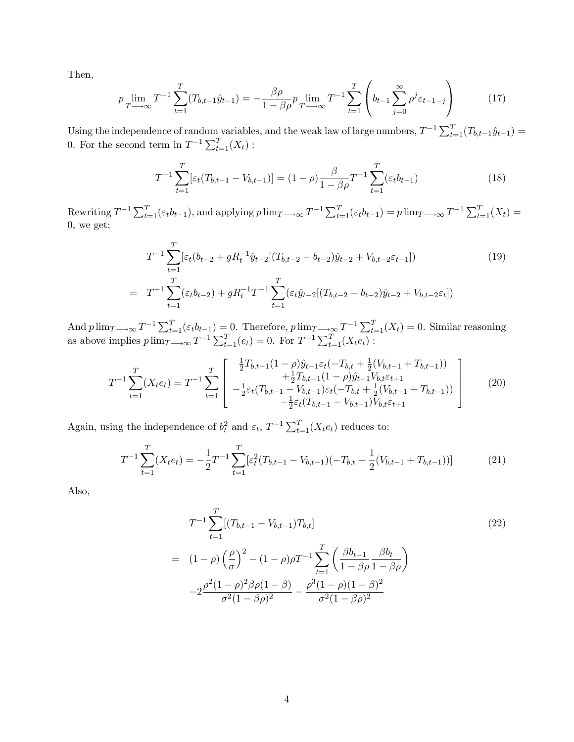Then,

$$p\lim_{T\longrightarrow\infty} T^{-1}\sum_{t=1}^{T}(T_{b,t-1}\hat{y}_{t-1}) = -\frac{\beta\rho}{1-\beta\rho}p\lim_{T\longrightarrow\infty} T^{-1}\sum_{t=1}^{T}\left(b_{t-1}\sum_{j=0}^{\infty}\rho^{j}\varepsilon_{t-1-j}\right) \tag{17}$$

Using the independence of random variables, and the weak law of large numbers, $T^{-1}\sum_{t=1}^{T}(T_{b,t-1}\hat{y}_{t-1}) = 0$. For the second term in $T^{-1}\sum_{t=1}^{T}(X_t)$ :

$$T^{-1}\sum_{t=1}^{T}[\varepsilon_t(T_{b,t-1}-V_{b,t-1})] = (1-\rho)\frac{\beta}{1-\beta\rho}T^{-1}\sum_{t=1}^{T}(\varepsilon_t b_{t-1}) \tag{18}$$

Rewriting $T^{-1}\sum_{t=1}^{T}(\varepsilon_t b_{t-1})$, and applying $p\lim_{T\longrightarrow\infty} T^{-1}\sum_{t=1}^{T}(\varepsilon_t b_{t-1}) = p\lim_{T\longrightarrow\infty} T^{-1}\sum_{t=1}^{T}(X_t) = 0$, we get:

$$\begin{aligned}
& T^{-1}\sum_{t=1}^{T}[\varepsilon_t(b_{t-2}+gR_t^{-1}\hat{y}_{t-2}[(T_{b,t-2}-b_{t-2})\hat{y}_{t-2}+V_{b,t-2}\varepsilon_{t-1}]) \\
= \quad & T^{-1}\sum_{t=1}^{T}(\varepsilon_t b_{t-2}) + gR_t^{-1}T^{-1}\sum_{t=1}^{T}(\varepsilon_t\hat{y}_{t-2}[(T_{b,t-2}-b_{t-2})\hat{y}_{t-2}+V_{b,t-2}\varepsilon_t])
\end{aligned} \tag{19}$$

And $p\lim_{T\longrightarrow\infty} T^{-1}\sum_{t=1}^{T}(\varepsilon_t b_{t-1}) = 0$. Therefore, $p\lim_{T\longrightarrow\infty} T^{-1}\sum_{t=1}^{T}(X_t) = 0$. Similar reasoning as above implies $p\lim_{T\longrightarrow\infty} T^{-1}\sum_{t=1}^{T}(e_t) = 0$. For $T^{-1}\sum_{t=1}^{T}(X_t e_t)$ :

$$T^{-1}\sum_{t=1}^{T}(X_t e_t) = T^{-1}\sum_{t=1}^{T}\left[\begin{array}{c}
\frac{1}{2}T_{b,t-1}(1-\rho)\hat{y}_{t-1}\varepsilon_t(-T_{b,t}+\frac{1}{2}(V_{b,t-1}+T_{b,t-1})) \\
+\frac{1}{2}T_{b,t-1}(1-\rho)\hat{y}_{t-1}V_{b,t}\varepsilon_{t+1} \\
-\frac{1}{2}\varepsilon_t(T_{b,t-1}-V_{b,t-1})\varepsilon_t(-T_{b,t}+\frac{1}{2}(V_{b,t-1}+T_{b,t-1})) \\
-\frac{1}{2}\varepsilon_t(T_{b,t-1}-V_{b,t-1})V_{b,t}\varepsilon_{t+1}
\end{array}\right] \tag{20}$$

Again, using the independence of $b_t^2$ and $\varepsilon_t$, $T^{-1}\sum_{t=1}^{T}(X_t e_t)$ reduces to:

$$T^{-1}\sum_{t=1}^{T}(X_t e_t) = -\frac{1}{2}T^{-1}\sum_{t=1}^{T}[\varepsilon_t^2(T_{b,t-1}-V_{b,t-1})(-T_{b,t}+\frac{1}{2}(V_{b,t-1}+T_{b,t-1}))] \tag{21}$$

Also,

$$\begin{aligned}
& T^{-1}\sum_{t=1}^{T}[(T_{b,t-1}-V_{b,t-1})T_{b,t}] \\
= \quad & (1-\rho)\left(\frac{\rho}{\sigma}\right)^2 - (1-\rho)\rho T^{-1}\sum_{t=1}^{T}\left(\frac{\beta b_{t-1}}{1-\beta\rho}\frac{\beta b_t}{1-\beta\rho}\right) \\
& -2\frac{\rho^2(1-\rho)^2\beta\rho(1-\beta)}{\sigma^2(1-\beta\rho)^2} - \frac{\rho^3(1-\rho)(1-\beta)^2}{\sigma^2(1-\beta\rho)^2}
\end{aligned} \tag{22}$$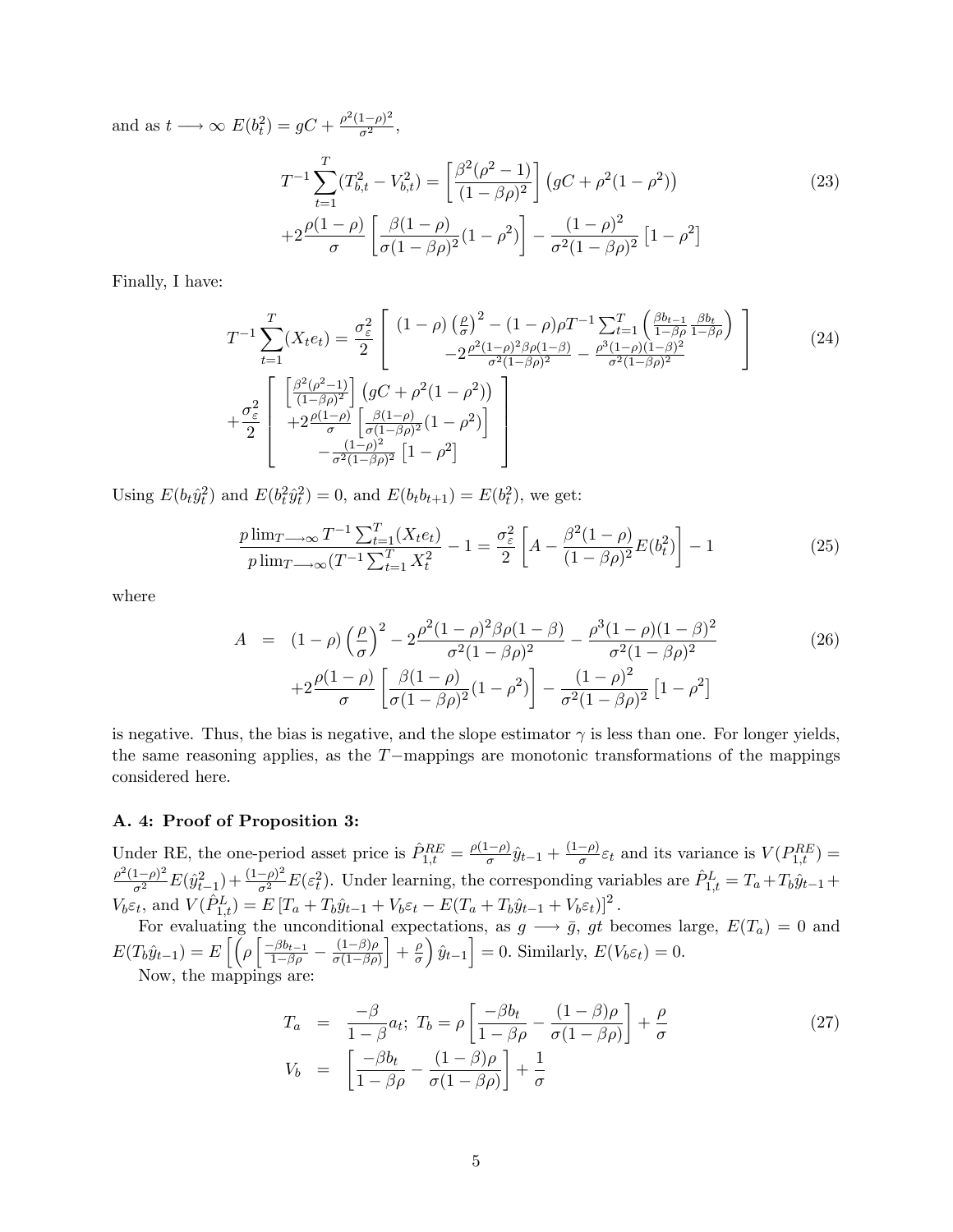and as $t \longrightarrow \infty$ $E(b_t^2) = gC + \frac{\rho^2(1-\rho)^2}{\sigma^2}$,

$$T^{-1}\sum_{t=1}^{T}(T_{b,t}^2 - V_{b,t}^2) = \left[\frac{\beta^2(\rho^2-1)}{(1-\beta\rho)^2}\right]\left(gC + \rho^2(1-\rho^2)\right) \tag{23}$$
$$+2\frac{\rho(1-\rho)}{\sigma}\left[\frac{\beta(1-\rho)}{\sigma(1-\beta\rho)^2}(1-\rho^2)\right] - \frac{(1-\rho)^2}{\sigma^2(1-\beta\rho)^2}\left[1-\rho^2\right]$$

Finally, I have:

$$T^{-1}\sum_{t=1}^{T}(X_t e_t) = \frac{\sigma_\varepsilon^2}{2}\left[\begin{array}{c} (1-\rho)\left(\frac{\rho}{\sigma}\right)^2 - (1-\rho)\rho T^{-1}\sum_{t=1}^{T}\left(\frac{\beta b_{t-1}}{1-\beta\rho}\frac{\beta b_t}{1-\beta\rho}\right) \\ -2\frac{\rho^2(1-\rho)^2\beta\rho(1-\beta)}{\sigma^2(1-\beta\rho)^2} - \frac{\rho^3(1-\rho)(1-\beta)^2}{\sigma^2(1-\beta\rho)^2} \end{array}\right] \tag{24}$$
$$+\frac{\sigma_\varepsilon^2}{2}\left[\begin{array}{c} \left[\frac{\beta^2(\rho^2-1)}{(1-\beta\rho)^2}\right]\left(gC + \rho^2(1-\rho^2)\right) \\ +2\frac{\rho(1-\rho)}{\sigma}\left[\frac{\beta(1-\rho)}{\sigma(1-\beta\rho)^2}(1-\rho^2)\right] \\ -\frac{(1-\rho)^2}{\sigma^2(1-\beta\rho)^2}\left[1-\rho^2\right] \end{array}\right]$$

Using $E(b_t\hat{y}_t^2)$ and $E(b_t^2\hat{y}_t^2) = 0$, and $E(b_t b_{t+1}) = E(b_t^2)$, we get:

$$\frac{p\lim_{T\longrightarrow\infty} T^{-1}\sum_{t=1}^{T}(X_t e_t)}{p\lim_{T\longrightarrow\infty}(T^{-1}\sum_{t=1}^{T}X_t^2} - 1 = \frac{\sigma_\varepsilon^2}{2}\left[A - \frac{\beta^2(1-\rho)}{(1-\beta\rho)^2}E(b_t^2)\right] - 1 \tag{25}$$

where

$$A = (1-\rho)\left(\frac{\rho}{\sigma}\right)^2 - 2\frac{\rho^2(1-\rho)^2\beta\rho(1-\beta)}{\sigma^2(1-\beta\rho)^2} - \frac{\rho^3(1-\rho)(1-\beta)^2}{\sigma^2(1-\beta\rho)^2} \tag{26}$$
$$+2\frac{\rho(1-\rho)}{\sigma}\left[\frac{\beta(1-\rho)}{\sigma(1-\beta\rho)^2}(1-\rho^2)\right] - \frac{(1-\rho)^2}{\sigma^2(1-\beta\rho)^2}\left[1-\rho^2\right]$$

is negative. Thus, the bias is negative, and the slope estimator $\gamma$ is less than one. For longer yields, the same reasoning applies, as the $T-$mappings are monotonic transformations of the mappings considered here.

### A. 4: Proof of Proposition 3:

Under RE, the one-period asset price is $\hat{P}_{1,t}^{RE} = \frac{\rho(1-\rho)}{\sigma}\hat{y}_{t-1} + \frac{(1-\rho)}{\sigma}\varepsilon_t$ and its variance is $V(P_{1,t}^{RE}) = \frac{\rho^2(1-\rho)^2}{\sigma^2}E(\hat{y}_{t-1}^2) + \frac{(1-\rho)^2}{\sigma^2}E(\varepsilon_t^2)$. Under learning, the corresponding variables are $\hat{P}_{1,t}^{L} = T_a + T_b\hat{y}_{t-1} + V_b\varepsilon_t$, and $V(\hat{P}_{1,t}^{L}) = E\left[T_a + T_b\hat{y}_{t-1} + V_b\varepsilon_t - E(T_a + T_b\hat{y}_{t-1} + V_b\varepsilon_t)\right]^2$.

For evaluating the unconditional expectations, as $g \longrightarrow \bar{g}$, $gt$ becomes large, $E(T_a) = 0$ and $E(T_b\hat{y}_{t-1}) = E\left[\left(\rho\left[\frac{-\beta b_{t-1}}{1-\beta\rho} - \frac{(1-\beta)\rho}{\sigma(1-\beta\rho)}\right] + \frac{\rho}{\sigma}\right)\hat{y}_{t-1}\right] = 0$. Similarly, $E(V_b\varepsilon_t) = 0$.

Now, the mappings are:

$$T_a = \frac{-\beta}{1-\beta}a_t;\; T_b = \rho\left[\frac{-\beta b_t}{1-\beta\rho} - \frac{(1-\beta)\rho}{\sigma(1-\beta\rho)}\right] + \frac{\rho}{\sigma} \tag{27}$$
$$V_b = \left[\frac{-\beta b_t}{1-\beta\rho} - \frac{(1-\beta)\rho}{\sigma(1-\beta\rho)}\right] + \frac{1}{\sigma}$$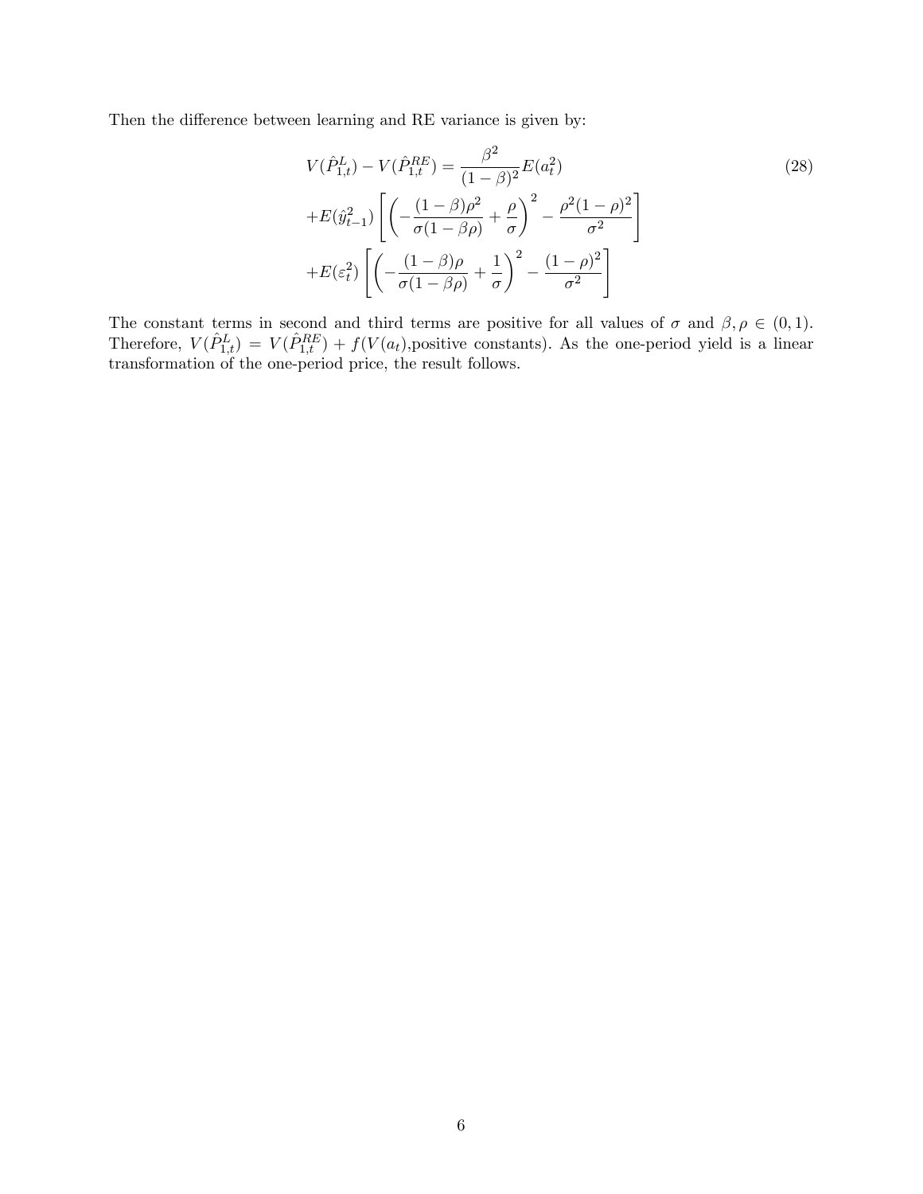Then the difference between learning and RE variance is given by:

$$
\begin{aligned}
V(\hat{P}^{L}_{1,t}) - V(\hat{P}^{RE}_{1,t}) &= \frac{\beta^2}{(1-\beta)^2} E(a_t^2) \\
+E(\hat{y}^2_{t-1}) &\left[ \left( -\frac{(1-\beta)\rho^2}{\sigma(1-\beta\rho)} + \frac{\rho}{\sigma} \right)^2 - \frac{\rho^2(1-\rho)^2}{\sigma^2} \right] \\
+E(\varepsilon_t^2) &\left[ \left( -\frac{(1-\beta)\rho}{\sigma(1-\beta\rho)} + \frac{1}{\sigma} \right)^2 - \frac{(1-\rho)^2}{\sigma^2} \right]
\end{aligned}
\tag{28}
$$

The constant terms in second and third terms are positive for all values of $\sigma$ and $\beta, \rho \in (0,1)$. Therefore, $V(\hat{P}^{L}_{1,t}) = V(\hat{P}^{RE}_{1,t}) + f(V(a_t),\text{positive constants})$. As the one-period yield is a linear transformation of the one-period price, the result follows.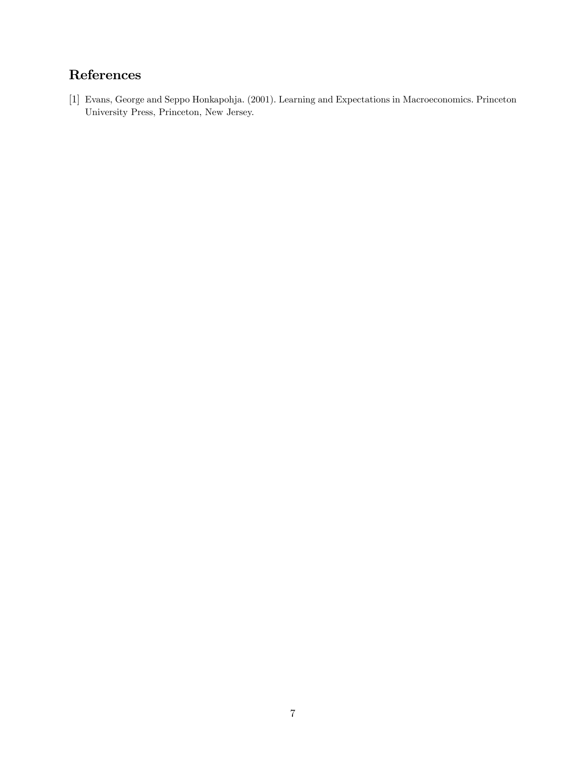## References

[1] Evans, George and Seppo Honkapohja. (2001). Learning and Expectations in Macroeconomics. Princeton University Press, Princeton, New Jersey.